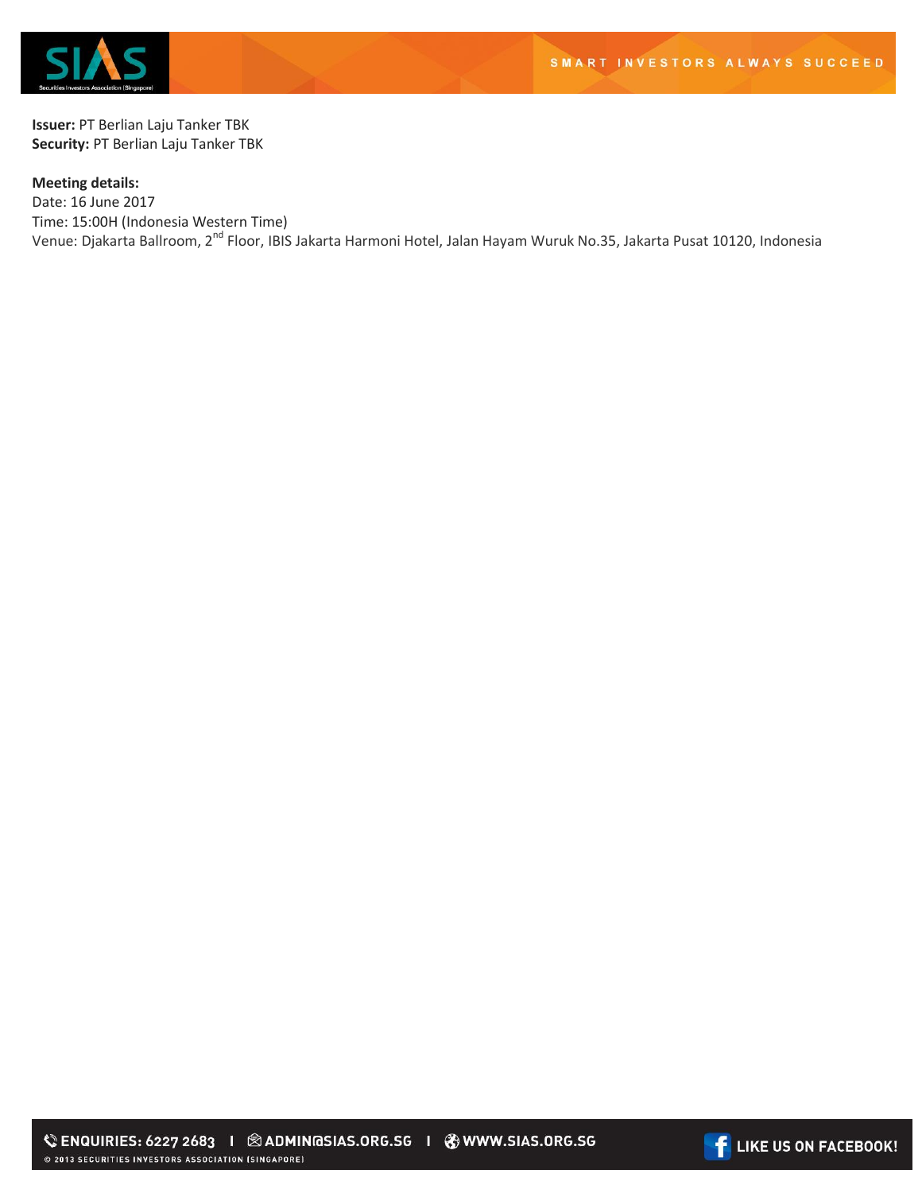**Issuer:** PT Berlian Laju Tanker TBK
**Security:** PT Berlian Laju Tanker TBK

**Meeting details:**
Date: 16 June 2017
Time: 15:00H (Indonesia Western Time)
Venue: Djakarta Ballroom, 2nd Floor, IBIS Jakarta Harmoni Hotel, Jalan Hayam Wuruk No.35, Jakarta Pusat 10120, Indonesia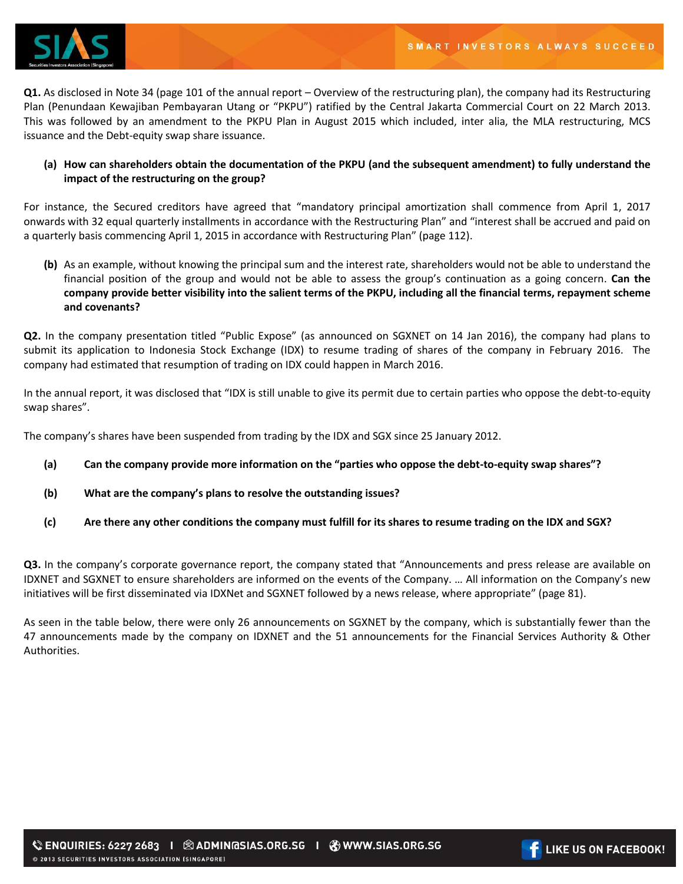**Q1.** As disclosed in Note 34 (page 101 of the annual report – Overview of the restructuring plan), the company had its Restructuring Plan (Penundaan Kewajiban Pembayaran Utang or "PKPU") ratified by the Central Jakarta Commercial Court on 22 March 2013. This was followed by an amendment to the PKPU Plan in August 2015 which included, inter alia, the MLA restructuring, MCS issuance and the Debt-equity swap share issuance.

**(a) How can shareholders obtain the documentation of the PKPU (and the subsequent amendment) to fully understand the impact of the restructuring on the group?**

For instance, the Secured creditors have agreed that "mandatory principal amortization shall commence from April 1, 2017 onwards with 32 equal quarterly installments in accordance with the Restructuring Plan" and "interest shall be accrued and paid on a quarterly basis commencing April 1, 2015 in accordance with Restructuring Plan" (page 112).

**(b)** As an example, without knowing the principal sum and the interest rate, shareholders would not be able to understand the financial position of the group and would not be able to assess the group's continuation as a going concern. **Can the company provide better visibility into the salient terms of the PKPU, including all the financial terms, repayment scheme and covenants?**

**Q2.** In the company presentation titled "Public Expose" (as announced on SGXNET on 14 Jan 2016), the company had plans to submit its application to Indonesia Stock Exchange (IDX) to resume trading of shares of the company in February 2016. The company had estimated that resumption of trading on IDX could happen in March 2016.

In the annual report, it was disclosed that "IDX is still unable to give its permit due to certain parties who oppose the debt-to-equity swap shares".

The company's shares have been suspended from trading by the IDX and SGX since 25 January 2012.

**(a) Can the company provide more information on the "parties who oppose the debt-to-equity swap shares"?**

**(b) What are the company's plans to resolve the outstanding issues?**

**(c) Are there any other conditions the company must fulfill for its shares to resume trading on the IDX and SGX?**

**Q3.** In the company's corporate governance report, the company stated that "Announcements and press release are available on IDXNET and SGXNET to ensure shareholders are informed on the events of the Company. … All information on the Company's new initiatives will be first disseminated via IDXNet and SGXNET followed by a news release, where appropriate" (page 81).

As seen in the table below, there were only 26 announcements on SGXNET by the company, which is substantially fewer than the 47 announcements made by the company on IDXNET and the 51 announcements for the Financial Services Authority & Other Authorities.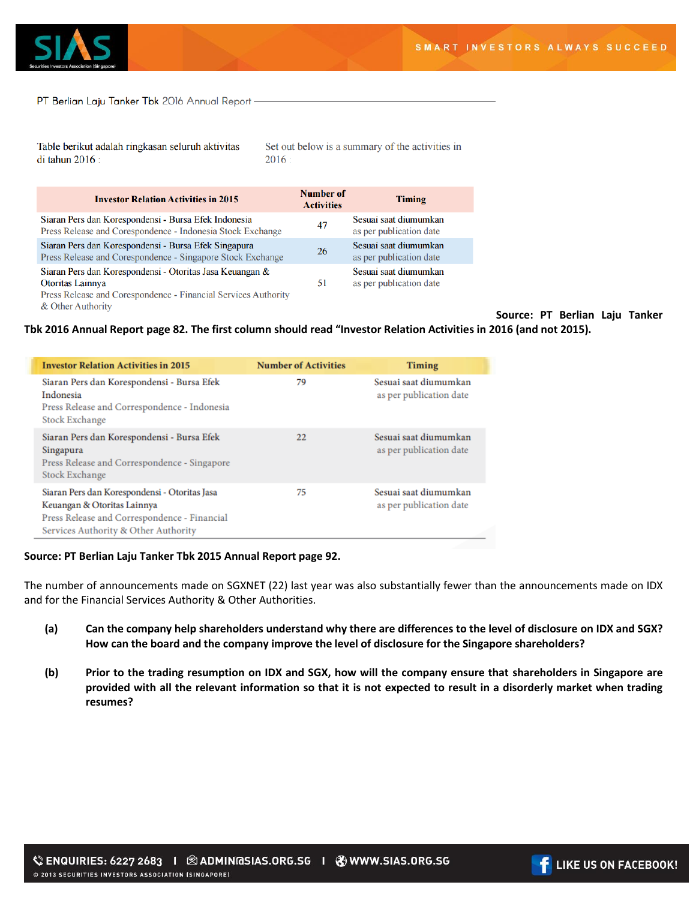PT Berlian Laju Tanker Tbk 2016 Annual Report

Table berikut adalah ringkasan seluruh aktivitas di tahun 2016 :

Set out below is a summary of the activities in 2016 :

| Investor Relation Activities in 2015 | Number of Activities | Timing |
|---|---|---|
| Siaran Pers dan Korespondensi - Bursa Efek Indonesia<br>Press Release and Corespondence - Indonesia Stock Exchange | 47 | Sesuai saat diumumkan<br>as per publication date |
| Siaran Pers dan Korespondensi - Bursa Efek Singapura<br>Press Release and Corespondence - Singapore Stock Exchange | 26 | Sesuai saat diumumkan<br>as per publication date |
| Siaran Pers dan Korespondensi - Otoritas Jasa Keuangan & Otoritas Lainnya<br>Press Release and Corespondence - Financial Services Authority & Other Authority | 51 | Sesuai saat diumumkan<br>as per publication date |

**Source: PT Berlian Laju Tanker Tbk 2016 Annual Report page 82. The first column should read "Investor Relation Activities in 2016 (and not 2015).**

| Investor Relation Activities in 2015 | Number of Activities | Timing |
|---|---|---|
| Siaran Pers dan Korespondensi - Bursa Efek Indonesia<br>Press Release and Correspondence - Indonesia Stock Exchange | 79 | Sesuai saat diumumkan<br>as per publication date |
| Siaran Pers dan Korespondensi - Bursa Efek Singapura<br>Press Release and Correspondence - Singapore Stock Exchange | 22 | Sesuai saat diumumkan<br>as per publication date |
| Siaran Pers dan Korespondensi - Otoritas Jasa Keuangan & Otoritas Lainnya<br>Press Release and Correspondence - Financial Services Authority & Other Authority | 75 | Sesuai saat diumumkan<br>as per publication date |

**Source: PT Berlian Laju Tanker Tbk 2015 Annual Report page 92.**

The number of announcements made on SGXNET (22) last year was also substantially fewer than the announcements made on IDX and for the Financial Services Authority & Other Authorities.

**(a)** **Can the company help shareholders understand why there are differences to the level of disclosure on IDX and SGX? How can the board and the company improve the level of disclosure for the Singapore shareholders?**

**(b)** **Prior to the trading resumption on IDX and SGX, how will the company ensure that shareholders in Singapore are provided with all the relevant information so that it is not expected to result in a disorderly market when trading resumes?**